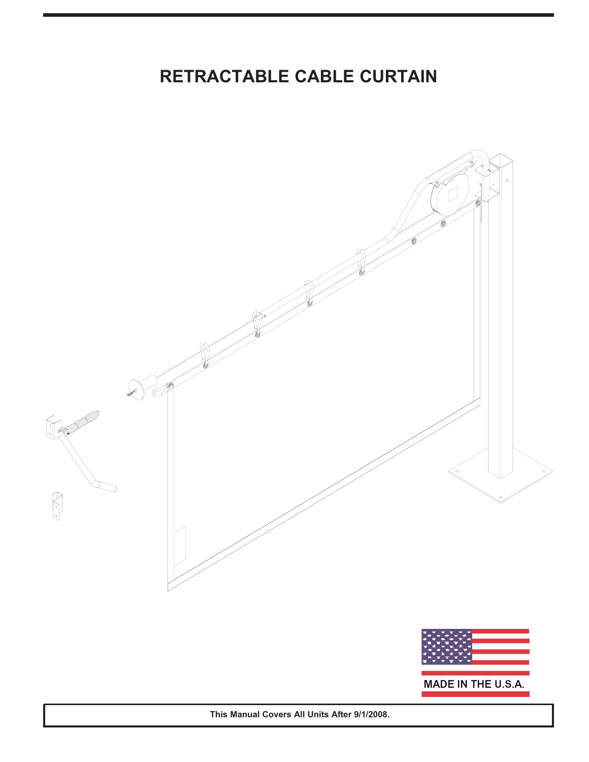# RETRACTABLE CABLE CURTAIN

MADE IN THE U.S.A.

**This Manual Covers All Units After 9/1/2008.**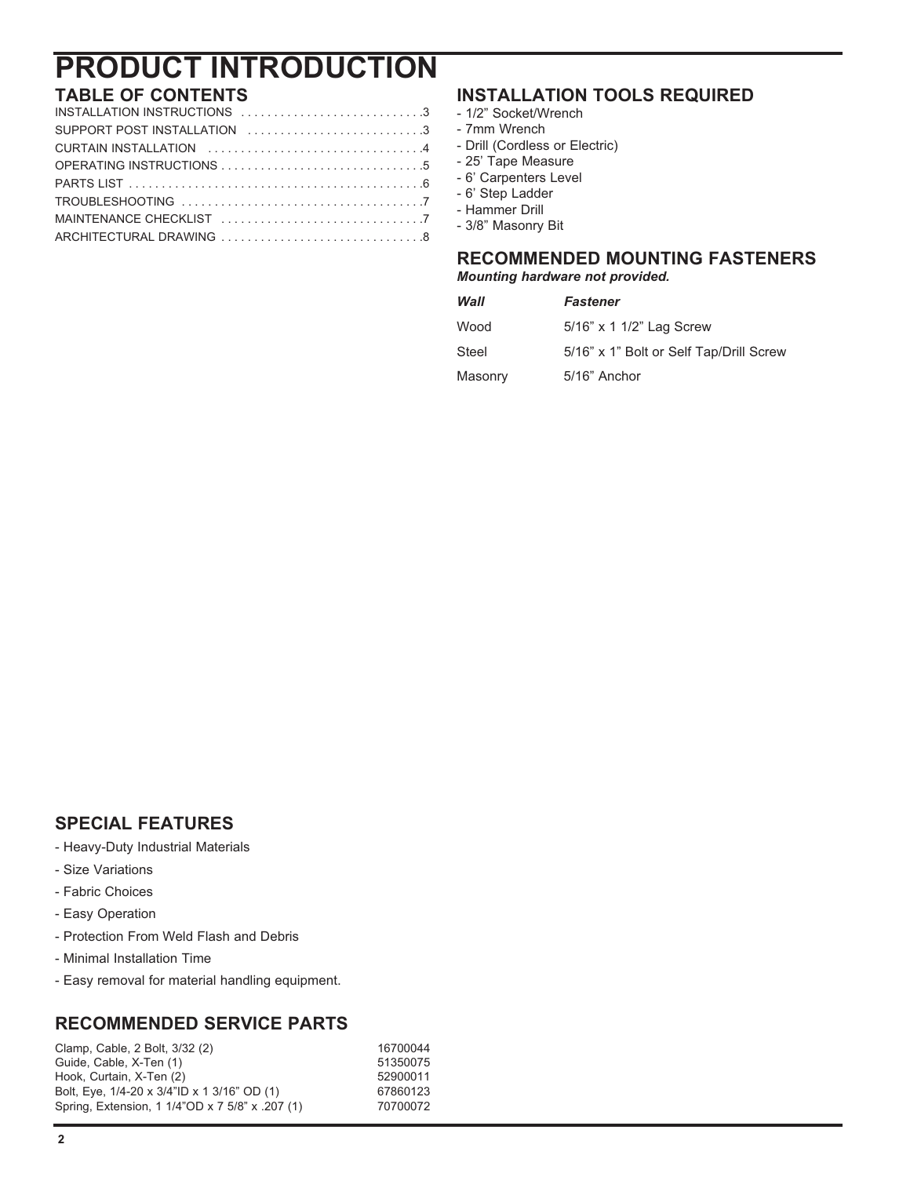# PRODUCT INTRODUCTION

## TABLE OF CONTENTS

| | |
|---|---|
| INSTALLATION INSTRUCTIONS | 3 |
| SUPPORT POST INSTALLATION | 3 |
| CURTAIN INSTALLATION | 4 |
| OPERATING INSTRUCTIONS | 5 |
| PARTS LIST | 6 |
| TROUBLESHOOTING | 7 |
| MAINTENANCE CHECKLIST | 7 |
| ARCHITECTURAL DRAWING | 8 |

## INSTALLATION TOOLS REQUIRED

- 1/2" Socket/Wrench
- 7mm Wrench
- Drill (Cordless or Electric)
- 25' Tape Measure
- 6' Carpenters Level
- 6' Step Ladder
- Hammer Drill
- 3/8" Masonry Bit

## RECOMMENDED MOUNTING FASTENERS

***Mounting hardware not provided.***

| *Wall* | *Fastener* |
|---|---|
| Wood | 5/16" x 1 1/2" Lag Screw |
| Steel | 5/16" x 1" Bolt or Self Tap/Drill Screw |
| Masonry | 5/16" Anchor |

## SPECIAL FEATURES

- Heavy-Duty Industrial Materials
- Size Variations
- Fabric Choices
- Easy Operation
- Protection From Weld Flash and Debris
- Minimal Installation Time
- Easy removal for material handling equipment.

## RECOMMENDED SERVICE PARTS

| | |
|---|---|
| Clamp, Cable, 2 Bolt, 3/32 (2) | 16700044 |
| Guide, Cable, X-Ten (1) | 51350075 |
| Hook, Curtain, X-Ten (2) | 52900011 |
| Bolt, Eye, 1/4-20 x 3/4"ID x 1 3/16" OD (1) | 67860123 |
| Spring, Extension, 1 1/4"OD x 7 5/8" x .207 (1) | 70700072 |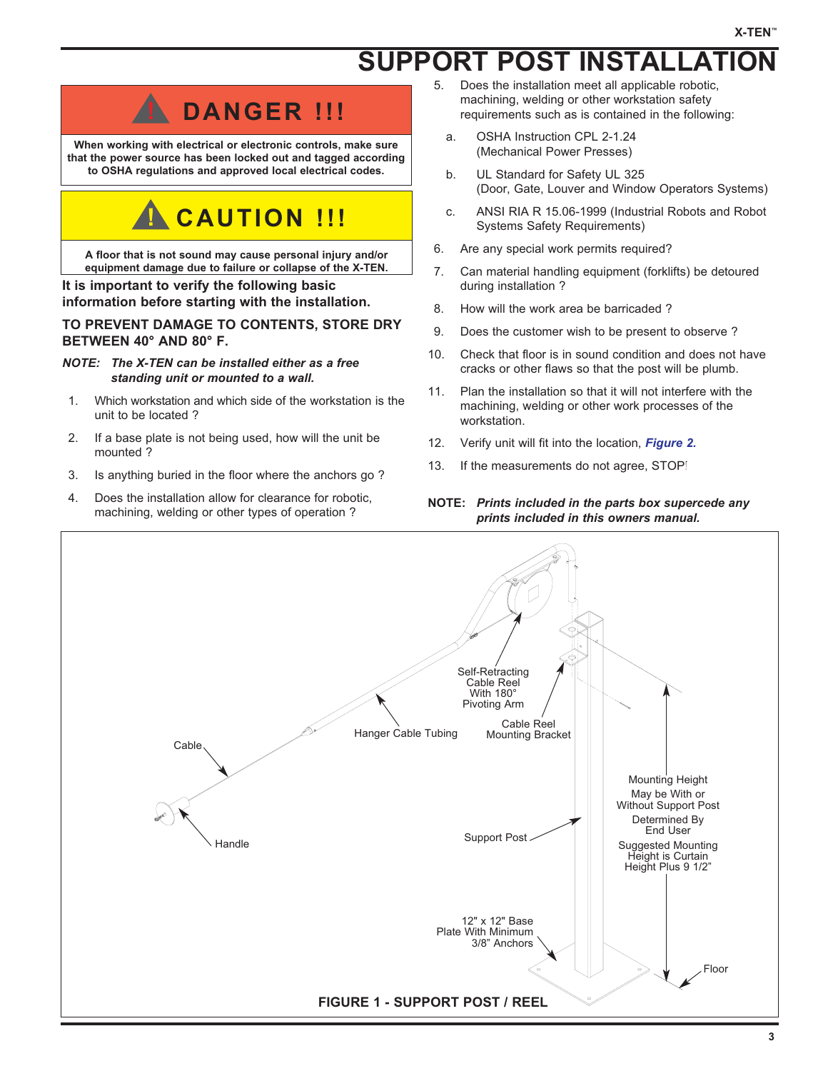# SUPPORT POST INSTALLATION

## DANGER !!!

**When working with electrical or electronic controls, make sure that the power source has been locked out and tagged according to OSHA regulations and approved local electrical codes.**

## CAUTION !!!

**A floor that is not sound may cause personal injury and/or equipment damage due to failure or collapse of the X-TEN.**

**It is important to verify the following basic information before starting with the installation.**

**TO PREVENT DAMAGE TO CONTENTS, STORE DRY BETWEEN 40° AND 80° F.**

***NOTE: The X-TEN can be installed either as a free standing unit or mounted to a wall.***

1. Which workstation and which side of the workstation is the unit to be located ?
2. If a base plate is not being used, how will the unit be mounted ?
3. Is anything buried in the floor where the anchors go ?
4. Does the installation allow for clearance for robotic, machining, welding or other types of operation ?
5. Does the installation meet all applicable robotic, machining, welding or other workstation safety requirements such as is contained in the following:
   a. OSHA Instruction CPL 2-1.24 (Mechanical Power Presses)
   b. UL Standard for Safety UL 325 (Door, Gate, Louver and Window Operators Systems)
   c. ANSI RIA R 15.06-1999 (Industrial Robots and Robot Systems Safety Requirements)
6. Are any special work permits required?
7. Can material handling equipment (forklifts) be detoured during installation ?
8. How will the work area be barricaded ?
9. Does the customer wish to be present to observe ?
10. Check that floor is in sound condition and does not have cracks or other flaws so that the post will be plumb.
11. Plan the installation so that it will not interfere with the machining, welding or other work processes of the workstation.
12. Verify unit will fit into the location, ***Figure 2.***
13. If the measurements do not agree, STOP!

**NOTE:** ***Prints included in the parts box supercede any prints included in this owners manual.***

Self-Retracting Cable Reel With 180° Pivoting Arm

Hanger Cable Tubing

Cable Reel Mounting Bracket

Cable

Handle

Support Post

Mounting Height May be With or Without Support Post Determined By End User Suggested Mounting Height is Curtain Height Plus 9 1/2”

12" x 12" Base Plate With Minimum 3/8” Anchors

Floor

**FIGURE 1 - SUPPORT POST / REEL**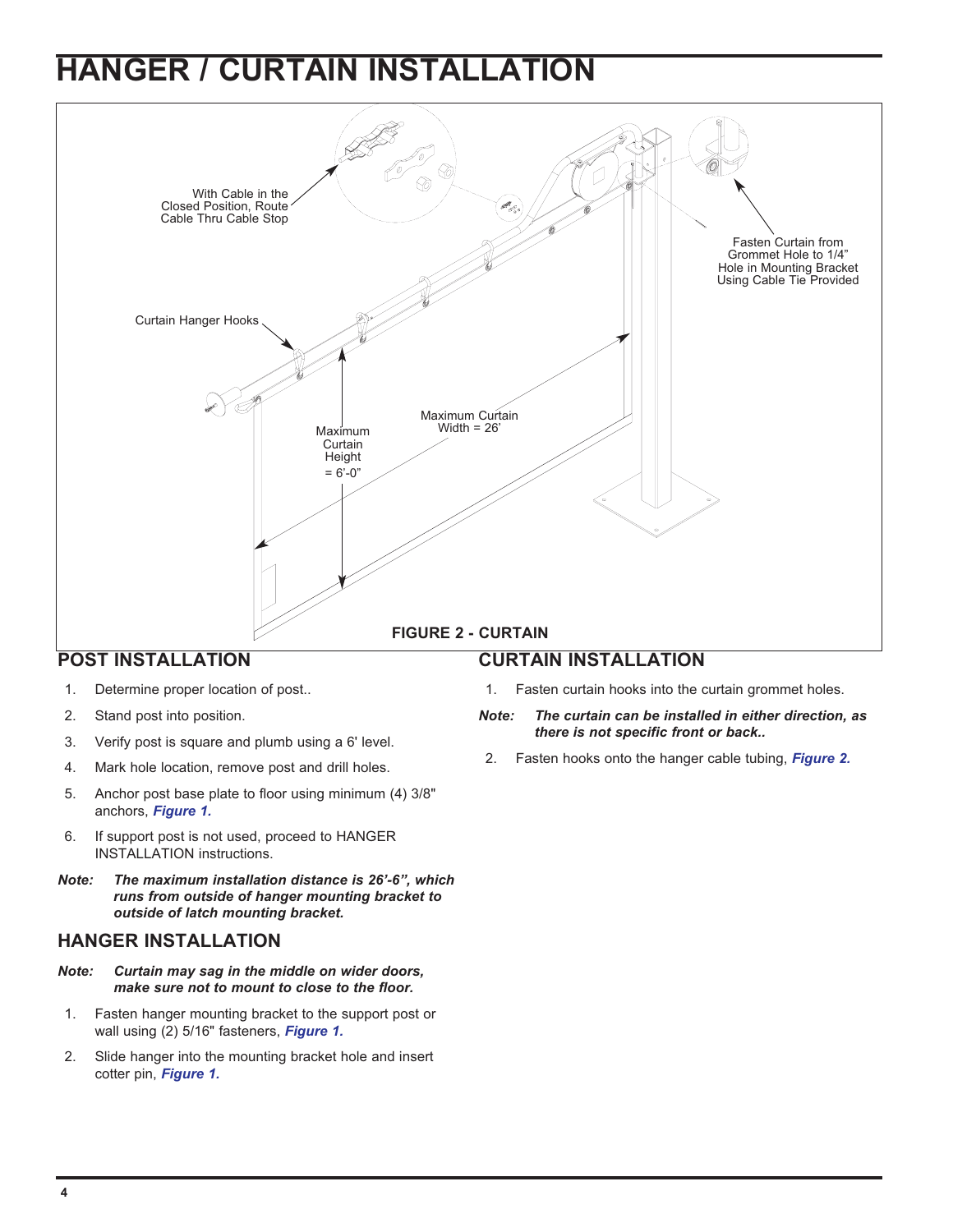# HANGER / CURTAIN INSTALLATION

With Cable in the Closed Position, Route Cable Thru Cable Stop

Fasten Curtain from Grommet Hole to 1/4" Hole in Mounting Bracket Using Cable Tie Provided

Curtain Hanger Hooks

Maximum Curtain Height = 6'-0"

Maximum Curtain Width = 26'

**FIGURE 2 - CURTAIN**

## POST INSTALLATION

1. Determine proper location of post..
2. Stand post into position.
3. Verify post is square and plumb using a 6' level.
4. Mark hole location, remove post and drill holes.
5. Anchor post base plate to floor using minimum (4) 3/8" anchors, ***Figure 1.***
6. If support post is not used, proceed to HANGER INSTALLATION instructions.

***Note: The maximum installation distance is 26'-6", which runs from outside of hanger mounting bracket to outside of latch mounting bracket.***

## HANGER INSTALLATION

***Note: Curtain may sag in the middle on wider doors, make sure not to mount to close to the floor.***

1. Fasten hanger mounting bracket to the support post or wall using (2) 5/16" fasteners, ***Figure 1.***
2. Slide hanger into the mounting bracket hole and insert cotter pin, ***Figure 1.***

## CURTAIN INSTALLATION

1. Fasten curtain hooks into the curtain grommet holes.

***Note: The curtain can be installed in either direction, as there is not specific front or back..***

2. Fasten hooks onto the hanger cable tubing, ***Figure 2.***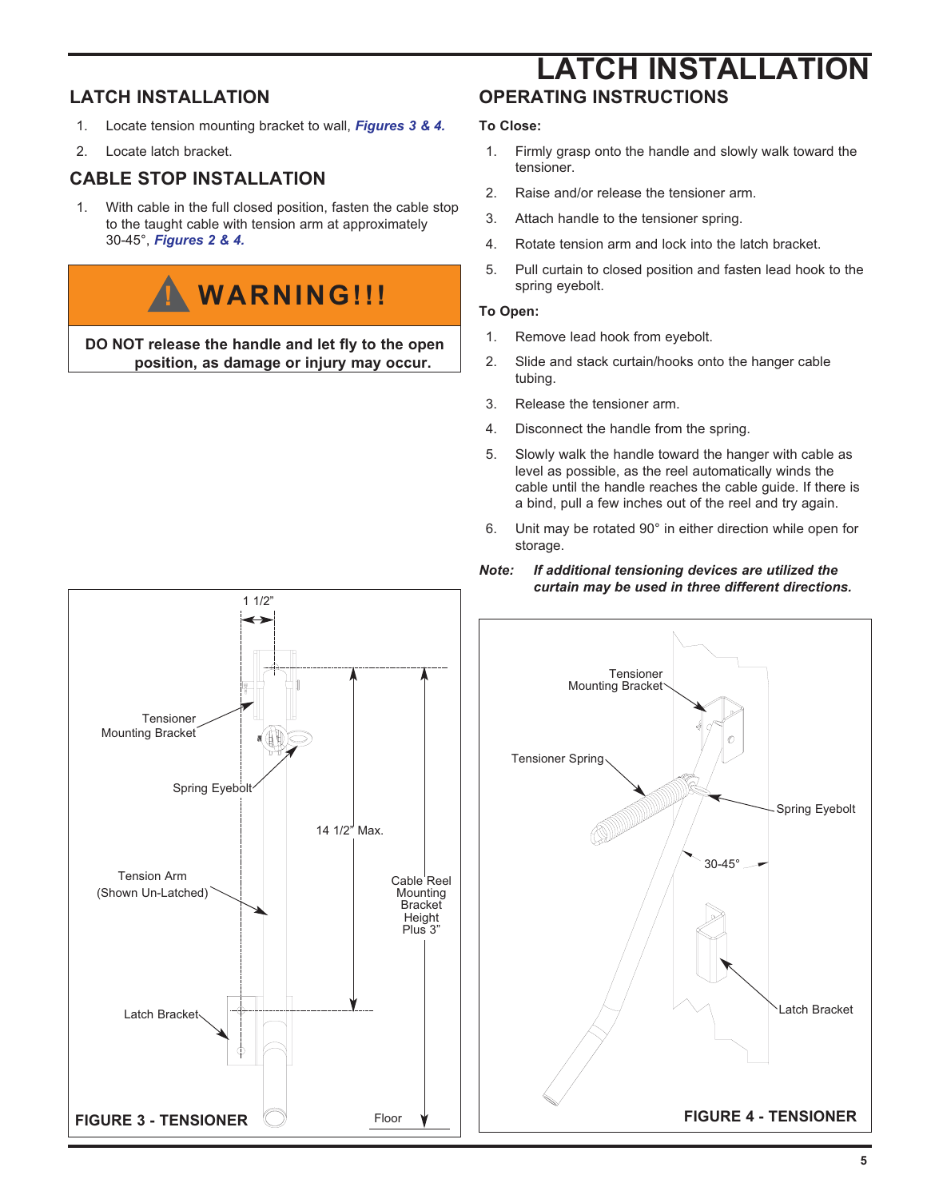# LATCH INSTALLATION

## LATCH INSTALLATION

1. Locate tension mounting bracket to wall, ***Figures 3 & 4.***
2. Locate latch bracket.

## CABLE STOP INSTALLATION

1. With cable in the full closed position, fasten the cable stop to the taught cable with tension arm at approximately 30-45°, ***Figures 2 & 4.***

> **⚠ WARNING!!!**
>
> **DO NOT release the handle and let fly to the open position, as damage or injury may occur.**

FIGURE 3 - TENSIONER

## OPERATING INSTRUCTIONS

**To Close:**

1. Firmly grasp onto the handle and slowly walk toward the tensioner.
2. Raise and/or release the tensioner arm.
3. Attach handle to the tensioner spring.
4. Rotate tension arm and lock into the latch bracket.
5. Pull curtain to closed position and fasten lead hook to the spring eyebolt.

**To Open:**

1. Remove lead hook from eyebolt.
2. Slide and stack curtain/hooks onto the hanger cable tubing.
3. Release the tensioner arm.
4. Disconnect the handle from the spring.
5. Slowly walk the handle toward the hanger with cable as level as possible, as the reel automatically winds the cable until the handle reaches the cable guide. If there is a bind, pull a few inches out of the reel and try again.
6. Unit may be rotated 90° in either direction while open for storage.

***Note:*** ***If additional tensioning devices are utilized the curtain may be used in three different directions.***

FIGURE 4 - TENSIONER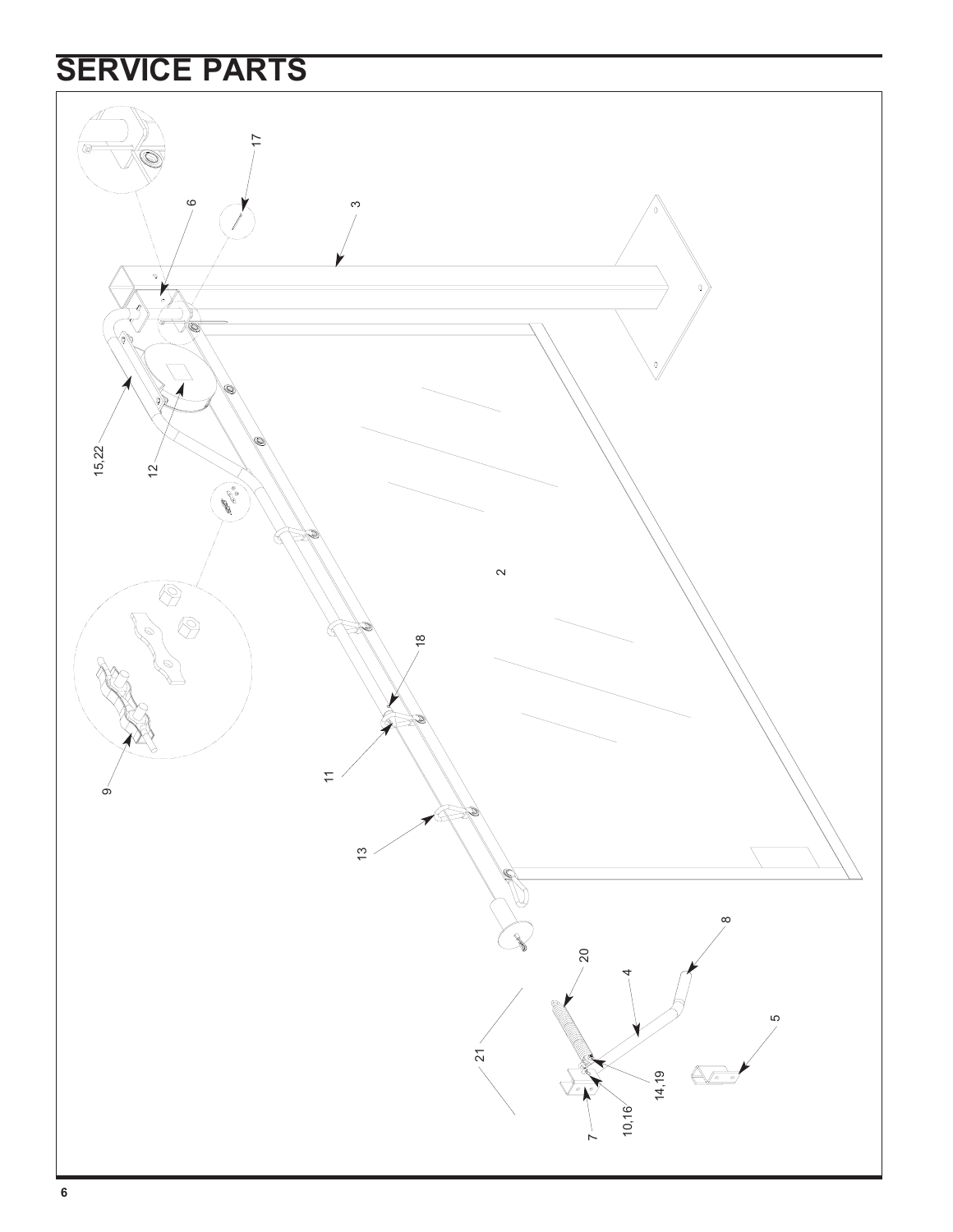# SERVICE PARTS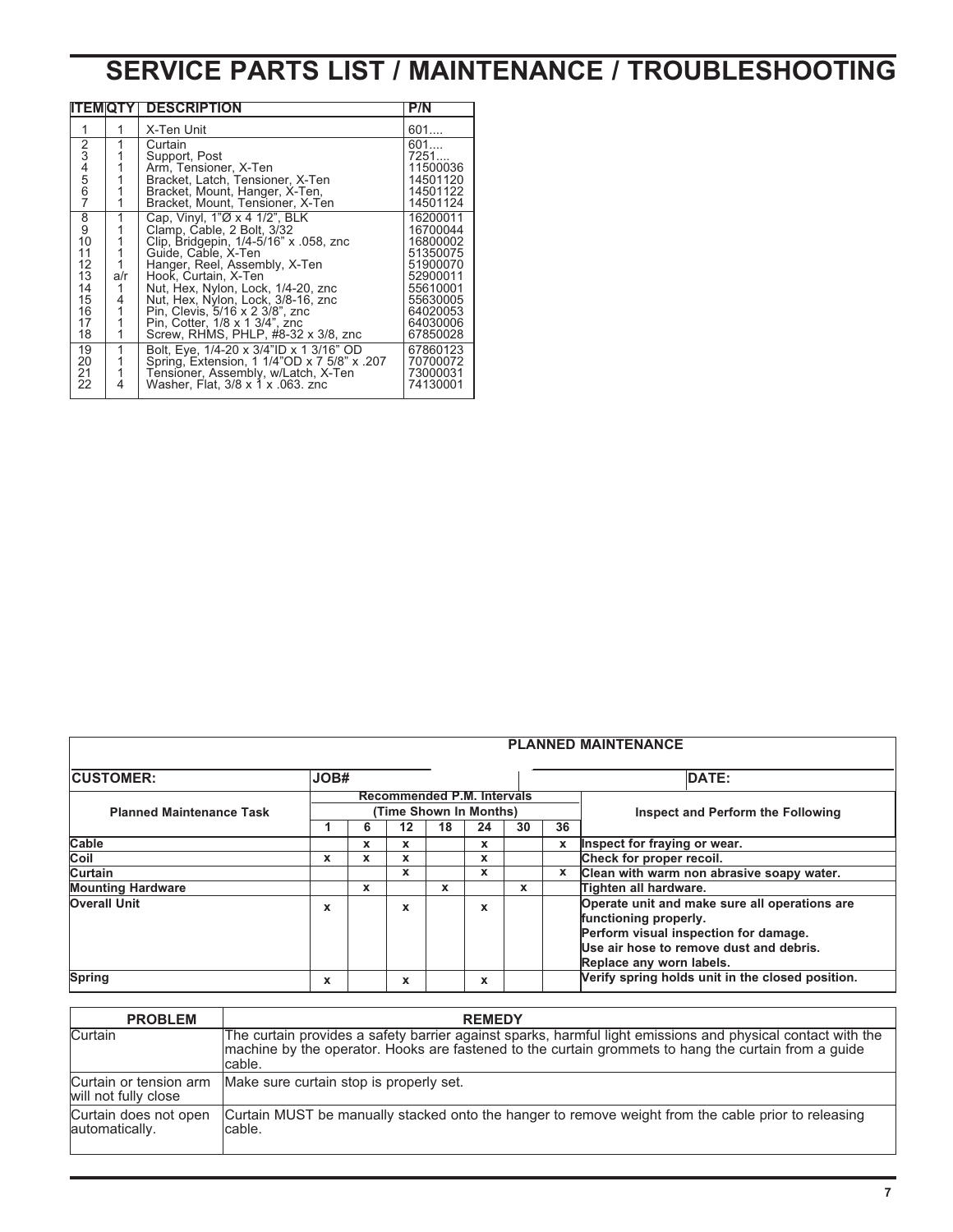# SERVICE PARTS LIST / MAINTENANCE / TROUBLESHOOTING

| ITEM | QTY | DESCRIPTION | P/N |
|---|---|---|---|
| 1 | 1 | X-Ten Unit | 601.... |
| 2 | 1 | Curtain | 601.... |
| 3 | 1 | Support, Post | 7251.... |
| 4 | 1 | Arm, Tensioner, X-Ten | 11500036 |
| 5 | 1 | Bracket, Latch, Tensioner, X-Ten | 14501120 |
| 6 | 1 | Bracket, Mount, Hanger, X-Ten, | 14501122 |
| 7 | 1 | Bracket, Mount, Tensioner, X-Ten | 14501124 |
| 8 | 1 | Cap, Vinyl, 1"Ø x 4 1/2", BLK | 16200011 |
| 9 | 1 | Clamp, Cable, 2 Bolt, 3/32 | 16700044 |
| 10 | 1 | Clip, Bridgepin, 1/4-5/16" x .058, znc | 16800002 |
| 11 | 1 | Guide, Cable, X-Ten | 51350075 |
| 12 | 1 | Hanger, Reel, Assembly, X-Ten | 51900070 |
| 13 | a/r | Hook, Curtain, X-Ten | 52900011 |
| 14 | 1 | Nut, Hex, Nylon, Lock, 1/4-20, znc | 55610001 |
| 15 | 4 | Nut, Hex, Nylon, Lock, 3/8-16, znc | 55630005 |
| 16 | 1 | Pin, Clevis, 5/16 x 2 3/8", znc | 64020053 |
| 17 | 1 | Pin, Cotter, 1/8 x 1 3/4", znc | 64030006 |
| 18 | 1 | Screw, RHMS, PHLP, #8-32 x 3/8, znc | 67850028 |
| 19 | 1 | Bolt, Eye, 1/4-20 x 3/4"ID x 1 3/16" OD | 67860123 |
| 20 | 1 | Spring, Extension, 1 1/4"OD x 7 5/8" x .207 | 70700072 |
| 21 | 1 | Tensioner, Assembly, w/Latch, X-Ten | 73000031 |
| 22 | 4 | Washer, Flat, 3/8 x 1 x .063. znc | 74130001 |

**PLANNED MAINTENANCE**

**CUSTOMER:** **JOB#** **DATE:**

| Planned Maintenance Task | Recommended P.M. Intervals (Time Shown In Months) | | | | | | | Inspect and Perform the Following |
|---|---|---|---|---|---|---|---|---|
| | 1 | 6 | 12 | 18 | 24 | 30 | 36 | |
| **Cable** | | x | x | | x | | x | **Inspect for fraying or wear.** |
| **Coil** | x | x | x | | x | | | **Check for proper recoil.** |
| **Curtain** | | | x | | x | | x | **Clean with warm non abrasive soapy water.** |
| **Mounting Hardware** | | x | | x | | x | | **Tighten all hardware.** |
| **Overall Unit** | x | | x | | x | | | **Operate unit and make sure all operations are functioning properly. Perform visual inspection for damage. Use air hose to remove dust and debris. Replace any worn labels.** |
| **Spring** | x | | x | | x | | | **Verify spring holds unit in the closed position.** |

| PROBLEM | REMEDY |
|---|---|
| Curtain | The curtain provides a safety barrier against sparks, harmful light emissions and physical contact with the machine by the operator. Hooks are fastened to the curtain grommets to hang the curtain from a guide cable. |
| Curtain or tension arm will not fully close | Make sure curtain stop is properly set. |
| Curtain does not open automatically. | Curtain MUST be manually stacked onto the hanger to remove weight from the cable prior to releasing cable. |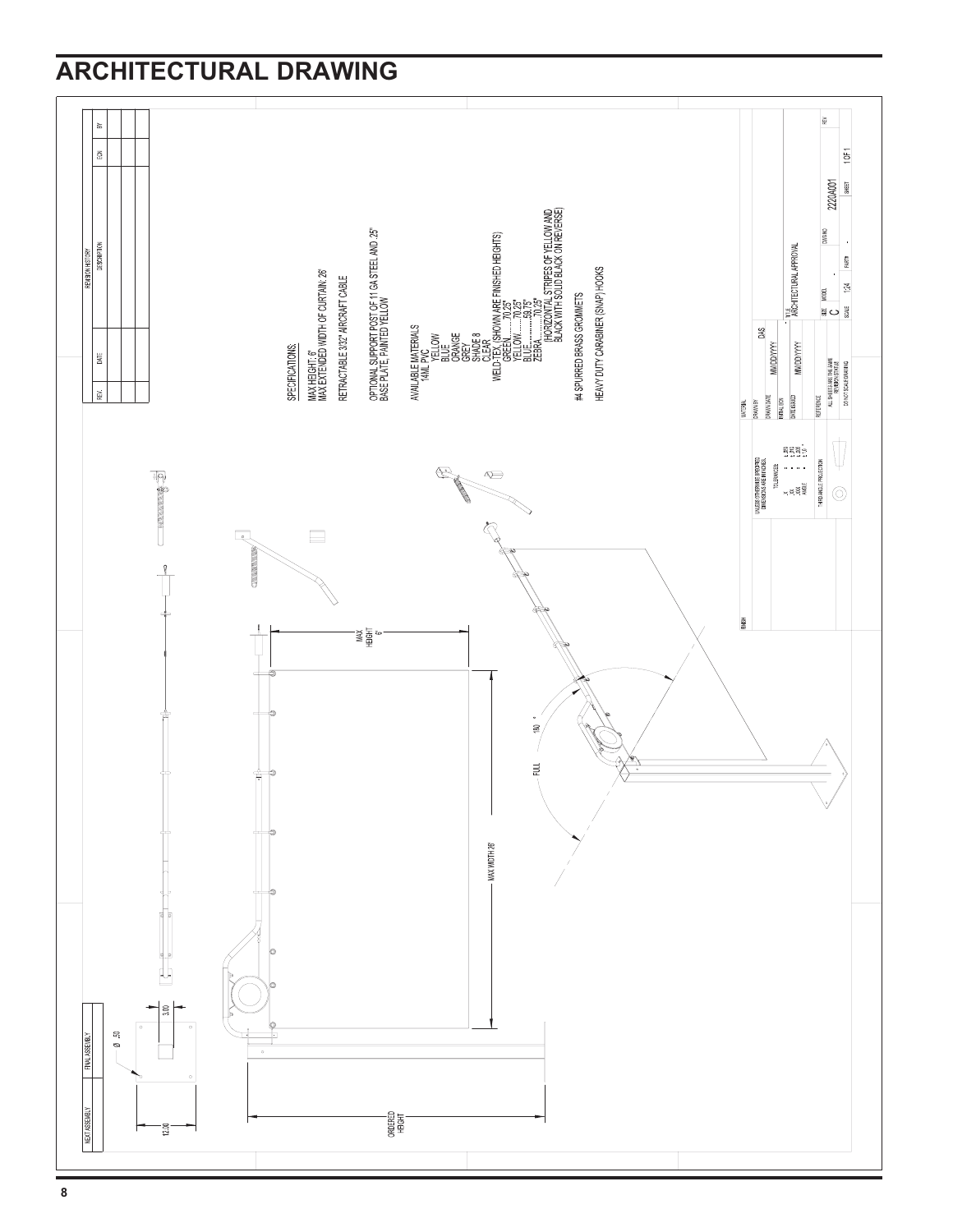# ARCHITECTURAL DRAWING

| REV. | DATE | REVISION HISTORY DESCRIPTION | ECN | BY |
|---|---|---|---|---|
| | | | | |
| | | | | |
| | | | | |

SPECIFICATIONS:

MAX HEIGHT: 6'
MAX EXTENDED WIDTH OF CURTAIN: 26'

RETRACTABLE 3/32" AIRCRAFT CABLE

OPTIONAL SUPPORT POST OF 11 GA STEEL AND .25" BASE PLATE, PAINTED YELLOW

AVAILABLE MATERIALS
14MIL PVC
YELLOW
BLUE
ORANGE
GREY
SHADE 8
CLEAR
WELD-TEX (SHOWN ARE FINISHED HEIGHTS)
GREEN.........70.25"
YELLOW.......70.25"
BLUE...........59.75"
ZEBRA..........70.25"
(HORIZONTAL STRIPES OF YELLOW AND BLACK WITH SOLID BLACK ON REVERSE)

#4 SPURRED BRASS GROMMETS

HEAVY DUTY CARABINER (SNAP) HOOKS

MAX HEIGHT 6'

MAX WIDTH 26'

FULL 180 °

ORDERED HEIGHT

Ø .50

3.00

12.00

| NEXT ASSEMBLY | FINAL ASSEMBLY |
|---|---|

UNLESS OTHERWISE SPECIFIED DIMENSIONS ARE IN INCHES.
TOLERANCES:
.X ± .250
.XX ± .010
.XXX ± .005
ANGLE ± 1.0°

THIRD ANGLE PROJECTION

FINISH

MATERIAL

| | |
|---|---|
| DRAWN BY | DAS |
| DRAWN DATE | MM/DD/YYYY |
| INITIAL ECN | - |
| DATE ISSUED | MM/DD/YYYY |
| REFERENCE | |

ALL SHEETS ARE THE SAME REVISION STATUS

DO NOT SCALE DRAWING

TITLE: ARCHITECTURAL APPROVAL

| SIZE | MODEL | DWG NO | REV |
|---|---|---|---|
| C | - | 2220A001 | |
| SCALE 1:24 | PART# - | SHEET 1 OF 1 | |